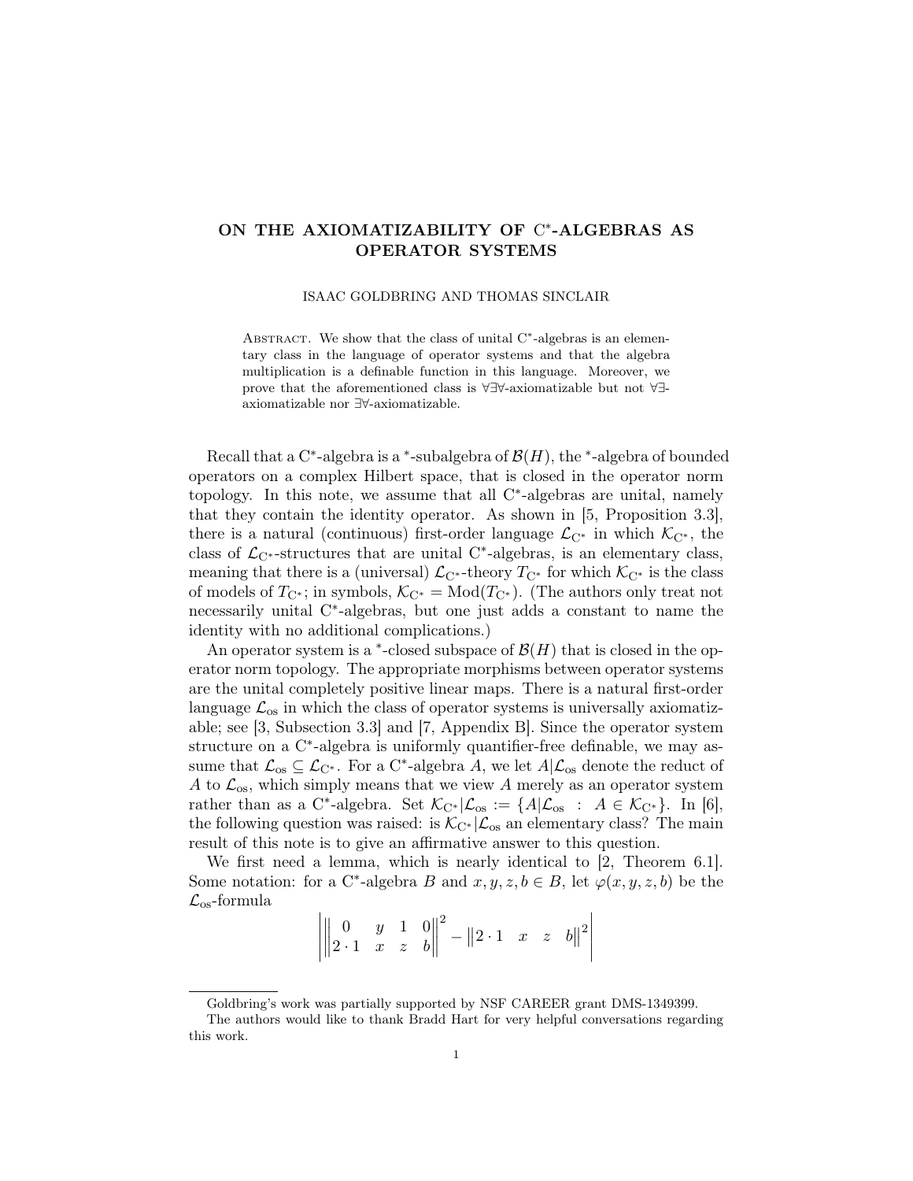# ON THE AXIOMATIZABILITY OF C*-ALGEBRAS AS OPERATOR SYSTEMS

ISAAC GOLDBRING AND THOMAS SINCLAIR

Abstract. We show that the class of unital C*-algebras is an elementary class in the language of operator systems and that the algebra multiplication is a definable function in this language. Moreover, we prove that the aforementioned class is $\forall\exists\forall$-axiomatizable but not $\forall\exists$-axiomatizable nor $\exists\forall$-axiomatizable.

Recall that a C*-algebra is a *-subalgebra of $\mathcal{B}(H)$, the *-algebra of bounded operators on a complex Hilbert space, that is closed in the operator norm topology. In this note, we assume that all C*-algebras are unital, namely that they contain the identity operator. As shown in [5, Proposition 3.3], there is a natural (continuous) first-order language $\mathcal{L}_{\mathrm{C}^*}$ in which $\mathcal{K}_{\mathrm{C}^*}$, the class of $\mathcal{L}_{\mathrm{C}^*}$-structures that are unital C*-algebras, is an elementary class, meaning that there is a (universal) $\mathcal{L}_{\mathrm{C}^*}$-theory $T_{\mathrm{C}^*}$ for which $\mathcal{K}_{\mathrm{C}^*}$ is the class of models of $T_{\mathrm{C}^*}$; in symbols, $\mathcal{K}_{\mathrm{C}^*} = \mathrm{Mod}(T_{\mathrm{C}^*})$. (The authors only treat not necessarily unital C*-algebras, but one just adds a constant to name the identity with no additional complications.)

An operator system is a *-closed subspace of $\mathcal{B}(H)$ that is closed in the operator norm topology. The appropriate morphisms between operator systems are the unital completely positive linear maps. There is a natural first-order language $\mathcal{L}_{\mathrm{os}}$ in which the class of operator systems is universally axiomatizable; see [3, Subsection 3.3] and [7, Appendix B]. Since the operator system structure on a C*-algebra is uniformly quantifier-free definable, we may assume that $\mathcal{L}_{\mathrm{os}} \subseteq \mathcal{L}_{\mathrm{C}^*}$. For a C*-algebra $A$, we let $A|\mathcal{L}_{\mathrm{os}}$ denote the reduct of $A$ to $\mathcal{L}_{\mathrm{os}}$, which simply means that we view $A$ merely as an operator system rather than as a C*-algebra. Set $\mathcal{K}_{\mathrm{C}^*}|\mathcal{L}_{\mathrm{os}} := \{A|\mathcal{L}_{\mathrm{os}} \ : \ A \in \mathcal{K}_{\mathrm{C}^*}\}$. In [6], the following question was raised: is $\mathcal{K}_{\mathrm{C}^*}|\mathcal{L}_{\mathrm{os}}$ an elementary class? The main result of this note is to give an affirmative answer to this question.

We first need a lemma, which is nearly identical to [2, Theorem 6.1]. Some notation: for a C*-algebra $B$ and $x, y, z, b \in B$, let $\varphi(x, y, z, b)$ be the $\mathcal{L}_{\mathrm{os}}$-formula

$$\left| \left\| \begin{matrix} 0 & y & 1 & 0 \\ 2 \cdot 1 & x & z & b \end{matrix} \right\|^2 - \left\| \begin{matrix} 2 \cdot 1 & x & z & b \end{matrix} \right\|^2 \right|$$

Goldbring's work was partially supported by NSF CAREER grant DMS-1349399.

The authors would like to thank Bradd Hart for very helpful conversations regarding this work.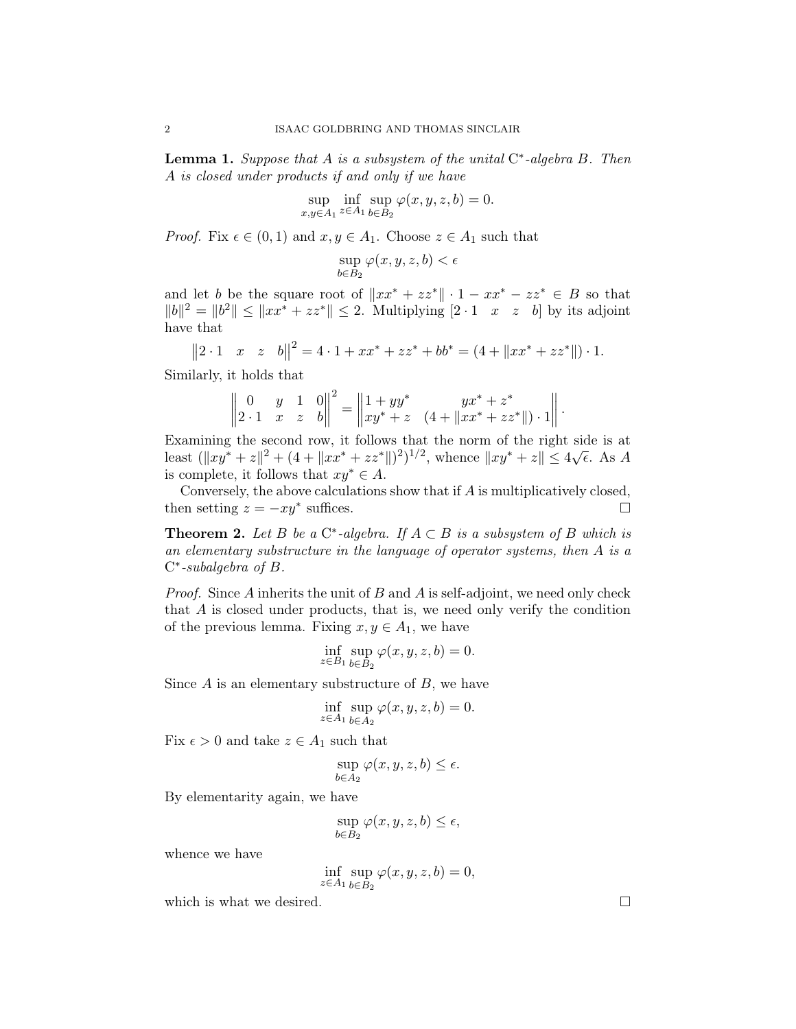**Lemma 1.** *Suppose that $A$ is a subsystem of the unital* $\mathrm{C}^*$*-algebra $B$. Then $A$ is closed under products if and only if we have*

$$\sup_{x,y\in A_1}\inf_{z\in A_1}\sup_{b\in B_2}\varphi(x,y,z,b)=0.$$

*Proof.* Fix $\epsilon\in(0,1)$ and $x,y\in A_1$. Choose $z\in A_1$ such that

$$\sup_{b\in B_2}\varphi(x,y,z,b)<\epsilon$$

and let $b$ be the square root of $\|xx^*+zz^*\|\cdot 1 - xx^* - zz^* \in B$ so that $\|b\|^2=\|b^2\|\le\|xx^*+zz^*\|\le 2$. Multiplying $[2\cdot 1 \quad x \quad z \quad b]$ by its adjoint have that

$$\left\|2\cdot 1 \quad x \quad z \quad b\right\|^2 = 4\cdot 1 + xx^* + zz^* + bb^* = (4+\|xx^*+zz^*\|)\cdot 1.$$

Similarly, it holds that

$$\left\|\begin{matrix} 0 & y & 1 & 0\\ 2\cdot 1 & x & z & b\end{matrix}\right\|^2 = \left\|\begin{matrix} 1+yy^* & yx^*+z^*\\ xy^*+z & (4+\|xx^*+zz^*\|)\cdot 1\end{matrix}\right\|.$$

Examining the second row, it follows that the norm of the right side is at least $(\|xy^*+z\|^2+(4+\|xx^*+zz^*\|)^2)^{1/2}$, whence $\|xy^*+z\|\le 4\sqrt{\epsilon}$. As $A$ is complete, it follows that $xy^*\in A$.

Conversely, the above calculations show that if $A$ is multiplicatively closed, then setting $z=-xy^*$ suffices. □

**Theorem 2.** *Let $B$ be a* $\mathrm{C}^*$*-algebra. If $A\subset B$ is a subsystem of $B$ which is an elementary substructure in the language of operator systems, then $A$ is a* $\mathrm{C}^*$*-subalgebra of $B$.*

*Proof.* Since $A$ inherits the unit of $B$ and $A$ is self-adjoint, we need only check that $A$ is closed under products, that is, we need only verify the condition of the previous lemma. Fixing $x,y\in A_1$, we have

$$\inf_{z\in B_1}\sup_{b\in B_2}\varphi(x,y,z,b)=0.$$

Since $A$ is an elementary substructure of $B$, we have

$$\inf_{z\in A_1}\sup_{b\in A_2}\varphi(x,y,z,b)=0.$$

Fix $\epsilon>0$ and take $z\in A_1$ such that

$$\sup_{b\in A_2}\varphi(x,y,z,b)\le\epsilon.$$

By elementarity again, we have

$$\sup_{b\in B_2}\varphi(x,y,z,b)\le\epsilon,$$

whence we have

$$\inf_{z\in A_1}\sup_{b\in B_2}\varphi(x,y,z,b)=0,$$

which is what we desired. □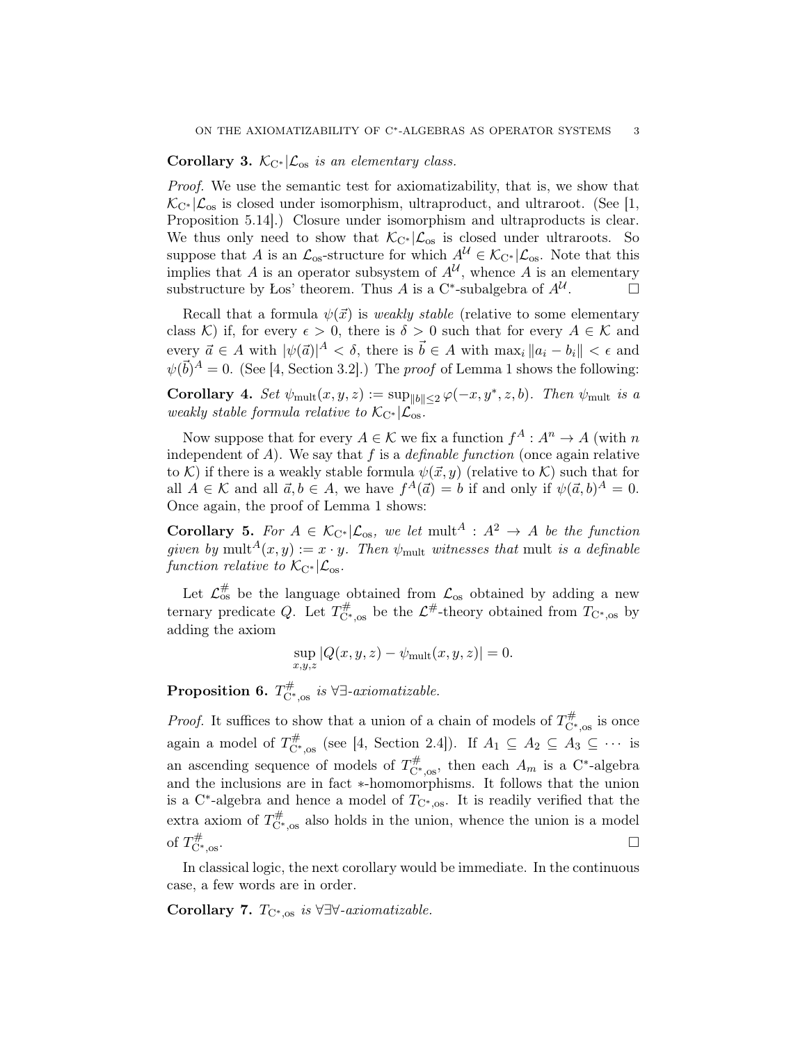**Corollary 3.** *$\mathcal{K}_{\mathrm{C}^*}|\mathcal{L}_{\mathrm{os}}$ is an elementary class.*

*Proof.* We use the semantic test for axiomatizability, that is, we show that $\mathcal{K}_{\mathrm{C}^*}|\mathcal{L}_{\mathrm{os}}$ is closed under isomorphism, ultraproduct, and ultraroot. (See [1, Proposition 5.14].) Closure under isomorphism and ultraproducts is clear. We thus only need to show that $\mathcal{K}_{\mathrm{C}^*}|\mathcal{L}_{\mathrm{os}}$ is closed under ultraroots. So suppose that $A$ is an $\mathcal{L}_{\mathrm{os}}$-structure for which $A^{\mathcal{U}} \in \mathcal{K}_{\mathrm{C}^*}|\mathcal{L}_{\mathrm{os}}$. Note that this implies that $A$ is an operator subsystem of $A^{\mathcal{U}}$, whence $A$ is an elementary substructure by Łos' theorem. Thus $A$ is a C*-subalgebra of $A^{\mathcal{U}}$. □

Recall that a formula $\psi(\vec{x})$ is *weakly stable* (relative to some elementary class $\mathcal{K}$) if, for every $\epsilon > 0$, there is $\delta > 0$ such that for every $A \in \mathcal{K}$ and every $\vec{a} \in A$ with $|\psi(\vec{a})|^A < \delta$, there is $\vec{b} \in A$ with $\max_i \|a_i - b_i\| < \epsilon$ and $\psi(\vec{b})^A = 0$. (See [4, Section 3.2].) The *proof* of Lemma 1 shows the following:

**Corollary 4.** *Set $\psi_{\mathrm{mult}}(x, y, z) := \sup_{\|b\| \leq 2} \varphi(-x, y^*, z, b)$. Then $\psi_{\mathrm{mult}}$ is a weakly stable formula relative to $\mathcal{K}_{\mathrm{C}^*}|\mathcal{L}_{\mathrm{os}}$.*

Now suppose that for every $A \in \mathcal{K}$ we fix a function $f^A : A^n \to A$ (with $n$ independent of $A$). We say that $f$ is a *definable function* (once again relative to $\mathcal{K}$) if there is a weakly stable formula $\psi(\vec{x}, y)$ (relative to $\mathcal{K}$) such that for all $A \in \mathcal{K}$ and all $\vec{a}, b \in A$, we have $f^A(\vec{a}) = b$ if and only if $\psi(\vec{a}, b)^A = 0$. Once again, the proof of Lemma 1 shows:

**Corollary 5.** *For $A \in \mathcal{K}_{\mathrm{C}^*}|\mathcal{L}_{\mathrm{os}}$, we let $\mathrm{mult}^A : A^2 \to A$ be the function given by $\mathrm{mult}^A(x, y) := x \cdot y$. Then $\psi_{\mathrm{mult}}$ witnesses that mult is a definable function relative to $\mathcal{K}_{\mathrm{C}^*}|\mathcal{L}_{\mathrm{os}}$.*

Let $\mathcal{L}_{\mathrm{os}}^{\#}$ be the language obtained from $\mathcal{L}_{\mathrm{os}}$ obtained by adding a new ternary predicate $Q$. Let $T_{\mathrm{C}^*,\mathrm{os}}^{\#}$ be the $\mathcal{L}^{\#}$-theory obtained from $T_{\mathrm{C}^*,\mathrm{os}}$ by adding the axiom

$$\sup_{x,y,z} |Q(x, y, z) - \psi_{\mathrm{mult}}(x, y, z)| = 0.$$

**Proposition 6.** *$T_{\mathrm{C}^*,\mathrm{os}}^{\#}$ is $\forall\exists$-axiomatizable.*

*Proof.* It suffices to show that a union of a chain of models of $T_{\mathrm{C}^*,\mathrm{os}}^{\#}$ is once again a model of $T_{\mathrm{C}^*,\mathrm{os}}^{\#}$ (see [4, Section 2.4]). If $A_1 \subseteq A_2 \subseteq A_3 \subseteq \cdots$ is an ascending sequence of models of $T_{\mathrm{C}^*,\mathrm{os}}^{\#}$, then each $A_m$ is a C*-algebra and the inclusions are in fact $*$-homomorphisms. It follows that the union is a C*-algebra and hence a model of $T_{\mathrm{C}^*,\mathrm{os}}$. It is readily verified that the extra axiom of $T_{\mathrm{C}^*,\mathrm{os}}^{\#}$ also holds in the union, whence the union is a model of $T_{\mathrm{C}^*,\mathrm{os}}^{\#}$. □

In classical logic, the next corollary would be immediate. In the continuous case, a few words are in order.

**Corollary 7.** *$T_{\mathrm{C}^*,\mathrm{os}}$ is $\forall\exists\forall$-axiomatizable.*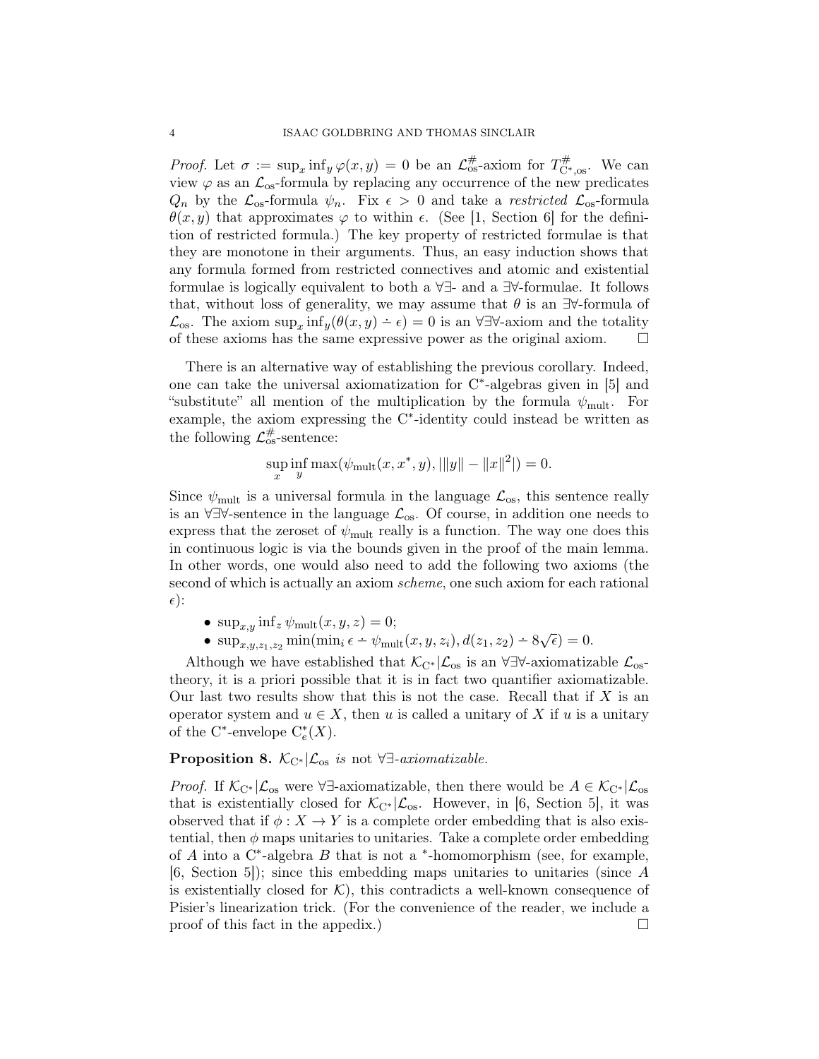*Proof.* Let $\sigma := \sup_x \inf_y \varphi(x,y) = 0$ be an $\mathcal{L}_{\text{os}}^{\#}$-axiom for $T_{\text{C}^*,\text{os}}^{\#}$. We can view $\varphi$ as an $\mathcal{L}_{\text{os}}$-formula by replacing any occurrence of the new predicates $Q_n$ by the $\mathcal{L}_{\text{os}}$-formula $\psi_n$. Fix $\epsilon > 0$ and take a *restricted* $\mathcal{L}_{\text{os}}$-formula $\theta(x,y)$ that approximates $\varphi$ to within $\epsilon$. (See [1, Section 6] for the definition of restricted formula.) The key property of restricted formulae is that they are monotone in their arguments. Thus, an easy induction shows that any formula formed from restricted connectives and atomic and existential formulae is logically equivalent to both a $\forall\exists$- and a $\exists\forall$-formulae. It follows that, without loss of generality, we may assume that $\theta$ is an $\exists\forall$-formula of $\mathcal{L}_{\text{os}}$. The axiom $\sup_x \inf_y(\theta(x,y) \dot{-} \epsilon) = 0$ is an $\forall\exists\forall$-axiom and the totality of these axioms has the same expressive power as the original axiom. $\square$

There is an alternative way of establishing the previous corollary. Indeed, one can take the universal axiomatization for C*-algebras given in [5] and "substitute" all mention of the multiplication by the formula $\psi_{\text{mult}}$. For example, the axiom expressing the C*-identity could instead be written as the following $\mathcal{L}_{\text{os}}^{\#}$-sentence:

$$\sup_x \inf_y \max(\psi_{\text{mult}}(x, x^*, y), |\|y\| - \|x\|^2|) = 0.$$

Since $\psi_{\text{mult}}$ is a universal formula in the language $\mathcal{L}_{\text{os}}$, this sentence really is an $\forall\exists\forall$-sentence in the language $\mathcal{L}_{\text{os}}$. Of course, in addition one needs to express that the zeroset of $\psi_{\text{mult}}$ really is a function. The way one does this in continuous logic is via the bounds given in the proof of the main lemma. In other words, one would also need to add the following two axioms (the second of which is actually an axiom *scheme*, one such axiom for each rational $\epsilon$):

- $\sup_{x,y} \inf_z \psi_{\text{mult}}(x,y,z) = 0$;
- $\sup_{x,y,z_1,z_2} \min(\min_i \epsilon \dot{-} \psi_{\text{mult}}(x,y,z_i), d(z_1,z_2) \dot{-} 8\sqrt{\epsilon}) = 0$.

Although we have established that $\mathcal{K}_{\text{C}^*}|\mathcal{L}_{\text{os}}$ is an $\forall\exists\forall$-axiomatizable $\mathcal{L}_{\text{os}}$-theory, it is a priori possible that it is in fact two quantifier axiomatizable. Our last two results show that this is not the case. Recall that if $X$ is an operator system and $u \in X$, then $u$ is called a unitary of $X$ if $u$ is a unitary of the C*-envelope $\text{C}_e^*(X)$.

**Proposition 8.** *$\mathcal{K}_{\text{C}^*}|\mathcal{L}_{\text{os}}$ is* not *$\forall\exists$-axiomatizable.*

*Proof.* If $\mathcal{K}_{\text{C}^*}|\mathcal{L}_{\text{os}}$ were $\forall\exists$-axiomatizable, then there would be $A \in \mathcal{K}_{\text{C}^*}|\mathcal{L}_{\text{os}}$ that is existentially closed for $\mathcal{K}_{\text{C}^*}|\mathcal{L}_{\text{os}}$. However, in [6, Section 5], it was observed that if $\phi : X \to Y$ is a complete order embedding that is also existential, then $\phi$ maps unitaries to unitaries. Take a complete order embedding of $A$ into a C*-algebra $B$ that is not a *-homomorphism (see, for example, [6, Section 5]); since this embedding maps unitaries to unitaries (since $A$ is existentially closed for $\mathcal{K}$), this contradicts a well-known consequence of Pisier's linearization trick. (For the convenience of the reader, we include a proof of this fact in the appedix.) $\square$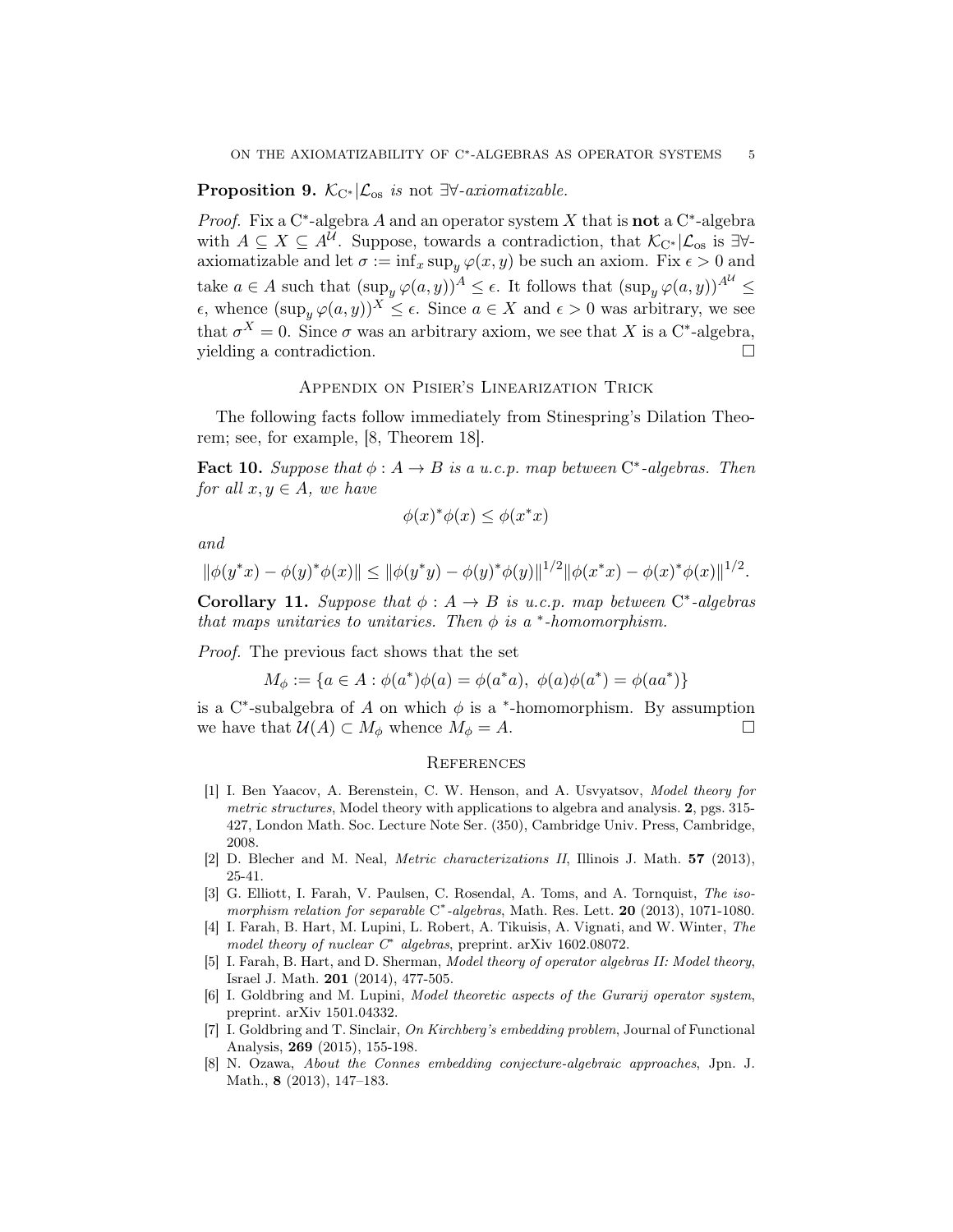**Proposition 9.** *$\mathcal{K}_{\mathrm{C}^*}|\mathcal{L}_{\mathrm{os}}$ is* not *$\exists\forall$-axiomatizable.*

*Proof.* Fix a C*-algebra $A$ and an operator system $X$ that is **not** a C*-algebra with $A \subseteq X \subseteq A^{\mathcal{U}}$. Suppose, towards a contradiction, that $\mathcal{K}_{\mathrm{C}^*}|\mathcal{L}_{\mathrm{os}}$ is $\exists\forall$-axiomatizable and let $\sigma := \inf_x \sup_y \varphi(x,y)$ be such an axiom. Fix $\epsilon > 0$ and take $a \in A$ such that $(\sup_y \varphi(a,y))^A \leq \epsilon$. It follows that $(\sup_y \varphi(a,y))^{A^{\mathcal{U}}} \leq \epsilon$, whence $(\sup_y \varphi(a,y))^X \leq \epsilon$. Since $a \in X$ and $\epsilon > 0$ was arbitrary, we see that $\sigma^X = 0$. Since $\sigma$ was an arbitrary axiom, we see that $X$ is a C*-algebra, yielding a contradiction. $\square$

## Appendix on Pisier's Linearization Trick

The following facts follow immediately from Stinespring's Dilation Theorem; see, for example, [8, Theorem 18].

**Fact 10.** *Suppose that $\phi : A \to B$ is a u.c.p. map between C*-algebras. Then for all $x, y \in A$, we have*

$$\phi(x)^*\phi(x) \leq \phi(x^*x)$$

*and*

$$\|\phi(y^*x) - \phi(y)^*\phi(x)\| \leq \|\phi(y^*y) - \phi(y)^*\phi(y)\|^{1/2}\|\phi(x^*x) - \phi(x)^*\phi(x)\|^{1/2}.$$

**Corollary 11.** *Suppose that $\phi : A \to B$ is u.c.p. map between C*-algebras that maps unitaries to unitaries. Then $\phi$ is a *-homomorphism.*

*Proof.* The previous fact shows that the set

$$M_\phi := \{a \in A : \phi(a^*)\phi(a) = \phi(a^*a),\ \phi(a)\phi(a^*) = \phi(aa^*)\}$$

is a C*-subalgebra of $A$ on which $\phi$ is a *-homomorphism. By assumption we have that $\mathcal{U}(A) \subset M_\phi$ whence $M_\phi = A$. $\square$

## References

[1] I. Ben Yaacov, A. Berenstein, C. W. Henson, and A. Usvyatsov, *Model theory for metric structures*, Model theory with applications to algebra and analysis. **2**, pgs. 315-427, London Math. Soc. Lecture Note Ser. (350), Cambridge Univ. Press, Cambridge, 2008.

[2] D. Blecher and M. Neal, *Metric characterizations II*, Illinois J. Math. **57** (2013), 25-41.

[3] G. Elliott, I. Farah, V. Paulsen, C. Rosendal, A. Toms, and A. Tornquist, *The isomorphism relation for separable* C*-*algebras*, Math. Res. Lett. **20** (2013), 1071-1080.

[4] I. Farah, B. Hart, M. Lupini, L. Robert, A. Tikuisis, A. Vignati, and W. Winter, *The model theory of nuclear C* algebras*, preprint. arXiv 1602.08072.

[5] I. Farah, B. Hart, and D. Sherman, *Model theory of operator algebras II: Model theory*, Israel J. Math. **201** (2014), 477-505.

[6] I. Goldbring and M. Lupini, *Model theoretic aspects of the Gurarij operator system*, preprint. arXiv 1501.04332.

[7] I. Goldbring and T. Sinclair, *On Kirchberg's embedding problem*, Journal of Functional Analysis, **269** (2015), 155-198.

[8] N. Ozawa, *About the Connes embedding conjecture-algebraic approaches*, Jpn. J. Math., **8** (2013), 147–183.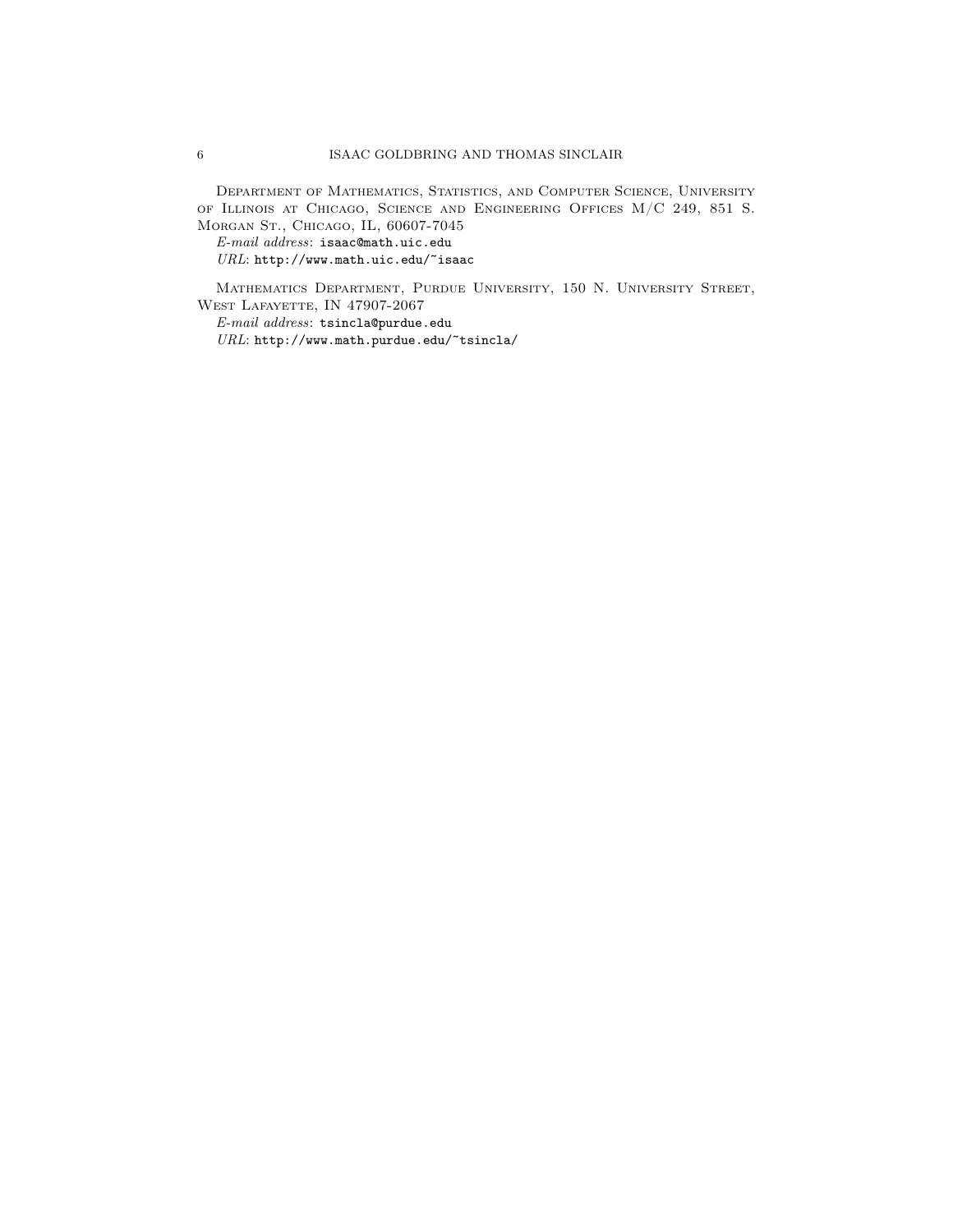Department of Mathematics, Statistics, and Computer Science, University of Illinois at Chicago, Science and Engineering Offices M/C 249, 851 S. Morgan St., Chicago, IL, 60607-7045

*E-mail address*: isaac@math.uic.edu

*URL*: http://www.math.uic.edu/~isaac

Mathematics Department, Purdue University, 150 N. University Street, West Lafayette, IN 47907-2067

*E-mail address*: tsincla@purdue.edu

*URL*: http://www.math.purdue.edu/~tsincla/